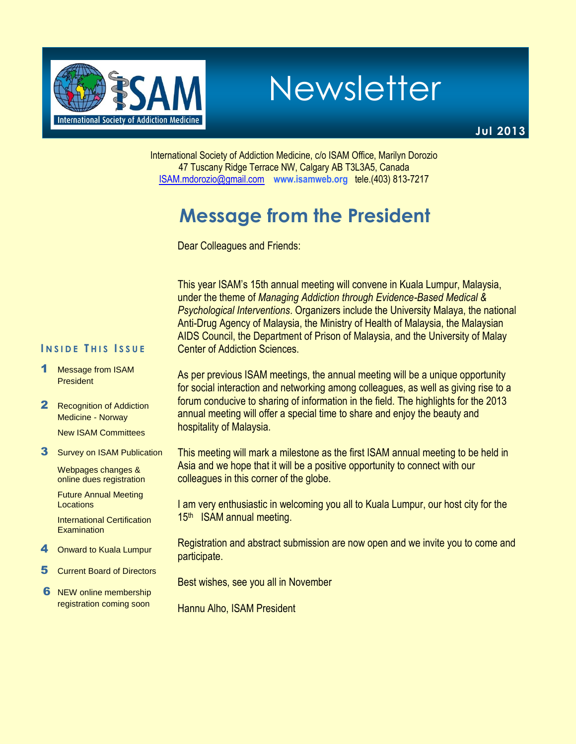# Newsletter

**Jul 2013**

International Society of Addiction Medicine, c/o ISAM Office, Marilyn Dorozio
47 Tuscany Ridge Terrace NW, Calgary AB T3L3A5, Canada
ISAM.mdorozio@gmail.com **www.isamweb.org** tele.(403) 813-7217

## Message from the President

Dear Colleagues and Friends:

This year ISAM's 15th annual meeting will convene in Kuala Lumpur, Malaysia, under the theme of *Managing Addiction through Evidence-Based Medical & Psychological Interventions*. Organizers include the University Malaya, the national Anti-Drug Agency of Malaysia, the Ministry of Health of Malaysia, the Malaysian AIDS Council, the Department of Prison of Malaysia, and the University of Malay Center of Addiction Sciences.

As per previous ISAM meetings, the annual meeting will be a unique opportunity for social interaction and networking among colleagues, as well as giving rise to a forum conducive to sharing of information in the field. The highlights for the 2013 annual meeting will offer a special time to share and enjoy the beauty and hospitality of Malaysia.

This meeting will mark a milestone as the first ISAM annual meeting to be held in Asia and we hope that it will be a positive opportunity to connect with our colleagues in this corner of the globe.

I am very enthusiastic in welcoming you all to Kuala Lumpur, our host city for the 15th ISAM annual meeting.

Registration and abstract submission are now open and we invite you to come and participate.

Best wishes, see you all in November

Hannu Alho, ISAM President

### Inside This Issue

1. Message from ISAM President
2. Recognition of Addiction Medicine - Norway
   - New ISAM Committees
3. Survey on ISAM Publication
   - Webpages changes & online dues registration
   - Future Annual Meeting Locations
   - International Certification Examination
4. Onward to Kuala Lumpur
5. Current Board of Directors
6. NEW online membership registration coming soon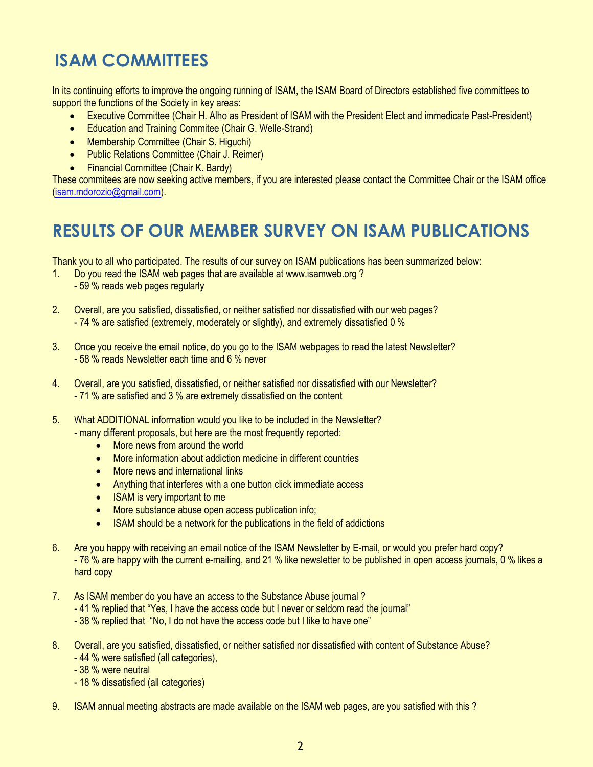## ISAM COMMITTEES

In its continuing efforts to improve the ongoing running of ISAM, the ISAM Board of Directors established five committees to support the functions of the Society in key areas:

- Executive Committee (Chair H. Alho as President of ISAM with the President Elect and immedicate Past-President)
- Education and Training Commitee (Chair G. Welle-Strand)
- Membership Committee (Chair S. Higuchi)
- Public Relations Committee (Chair J. Reimer)
- Financial Committee (Chair K. Bardy)

These commitees are now seeking active members, if you are interested please contact the Committee Chair or the ISAM office (isam.mdorozio@gmail.com).

## RESULTS OF OUR MEMBER SURVEY ON ISAM PUBLICATIONS

Thank you to all who participated. The results of our survey on ISAM publications has been summarized below:

1. Do you read the ISAM web pages that are available at www.isamweb.org ?
   - 59 % reads web pages regularly

2. Overall, are you satisfied, dissatisfied, or neither satisfied nor dissatisfied with our web pages?
   - 74 % are satisfied (extremely, moderately or slightly), and extremely dissatisfied 0 %

3. Once you receive the email notice, do you go to the ISAM webpages to read the latest Newsletter?
   - 58 % reads Newsletter each time and 6 % never

4. Overall, are you satisfied, dissatisfied, or neither satisfied nor dissatisfied with our Newsletter?
   - 71 % are satisfied and 3 % are extremely dissatisfied on the content

5. What ADDITIONAL information would you like to be included in the Newsletter?
   - many different proposals, but here are the most frequently reported:
     - More news from around the world
     - More information about addiction medicine in different countries
     - More news and international links
     - Anything that interferes with a one button click immediate access
     - ISAM is very important to me
     - More substance abuse open access publication info;
     - ISAM should be a network for the publications in the field of addictions

6. Are you happy with receiving an email notice of the ISAM Newsletter by E-mail, or would you prefer hard copy?
   - 76 % are happy with the current e-mailing, and 21 % like newsletter to be published in open access journals, 0 % likes a hard copy

7. As ISAM member do you have an access to the Substance Abuse journal ?
   - 41 % replied that "Yes, I have the access code but I never or seldom read the journal"
   - 38 % replied that "No, I do not have the access code but I like to have one"

8. Overall, are you satisfied, dissatisfied, or neither satisfied nor dissatisfied with content of Substance Abuse?
   - 44 % were satisfied (all categories),
   - 38 % were neutral
   - 18 % dissatisfied (all categories)

9. ISAM annual meeting abstracts are made available on the ISAM web pages, are you satisfied with this ?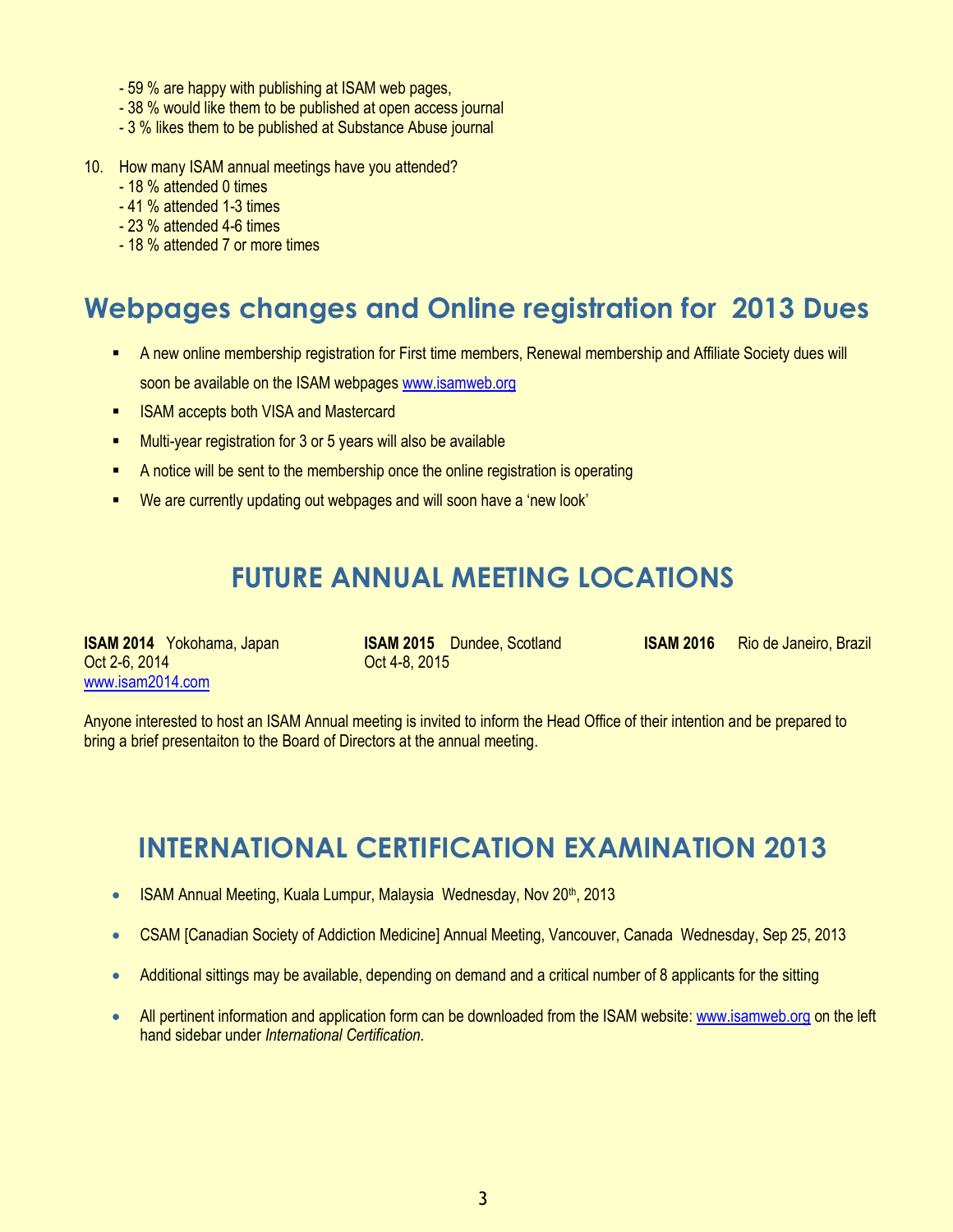- 59 % are happy with publishing at ISAM web pages,
- 38 % would like them to be published at open access journal
- 3 % likes them to be published at Substance Abuse journal

10. How many ISAM annual meetings have you attended?
    - 18 % attended 0 times
    - 41 % attended 1-3 times
    - 23 % attended 4-6 times
    - 18 % attended 7 or more times

## Webpages changes and Online registration for 2013 Dues

- A new online membership registration for First time members, Renewal membership and Affiliate Society dues will soon be available on the ISAM webpages www.isamweb.org
- ISAM accepts both VISA and Mastercard
- Multi-year registration for 3 or 5 years will also be available
- A notice will be sent to the membership once the online registration is operating
- We are currently updating out webpages and will soon have a 'new look'

## FUTURE ANNUAL MEETING LOCATIONS

**ISAM 2014** Yokohama, Japan
Oct 2-6, 2014
www.isam2014.com

**ISAM 2015** Dundee, Scotland
Oct 4-8, 2015

**ISAM 2016** Rio de Janeiro, Brazil

Anyone interested to host an ISAM Annual meeting is invited to inform the Head Office of their intention and be prepared to bring a brief presentaiton to the Board of Directors at the annual meeting.

## INTERNATIONAL CERTIFICATION EXAMINATION 2013

- ISAM Annual Meeting, Kuala Lumpur, Malaysia Wednesday, Nov 20th, 2013
- CSAM [Canadian Society of Addiction Medicine] Annual Meeting, Vancouver, Canada Wednesday, Sep 25, 2013
- Additional sittings may be available, depending on demand and a critical number of 8 applicants for the sitting
- All pertinent information and application form can be downloaded from the ISAM website: www.isamweb.org on the left hand sidebar under *International Certification*.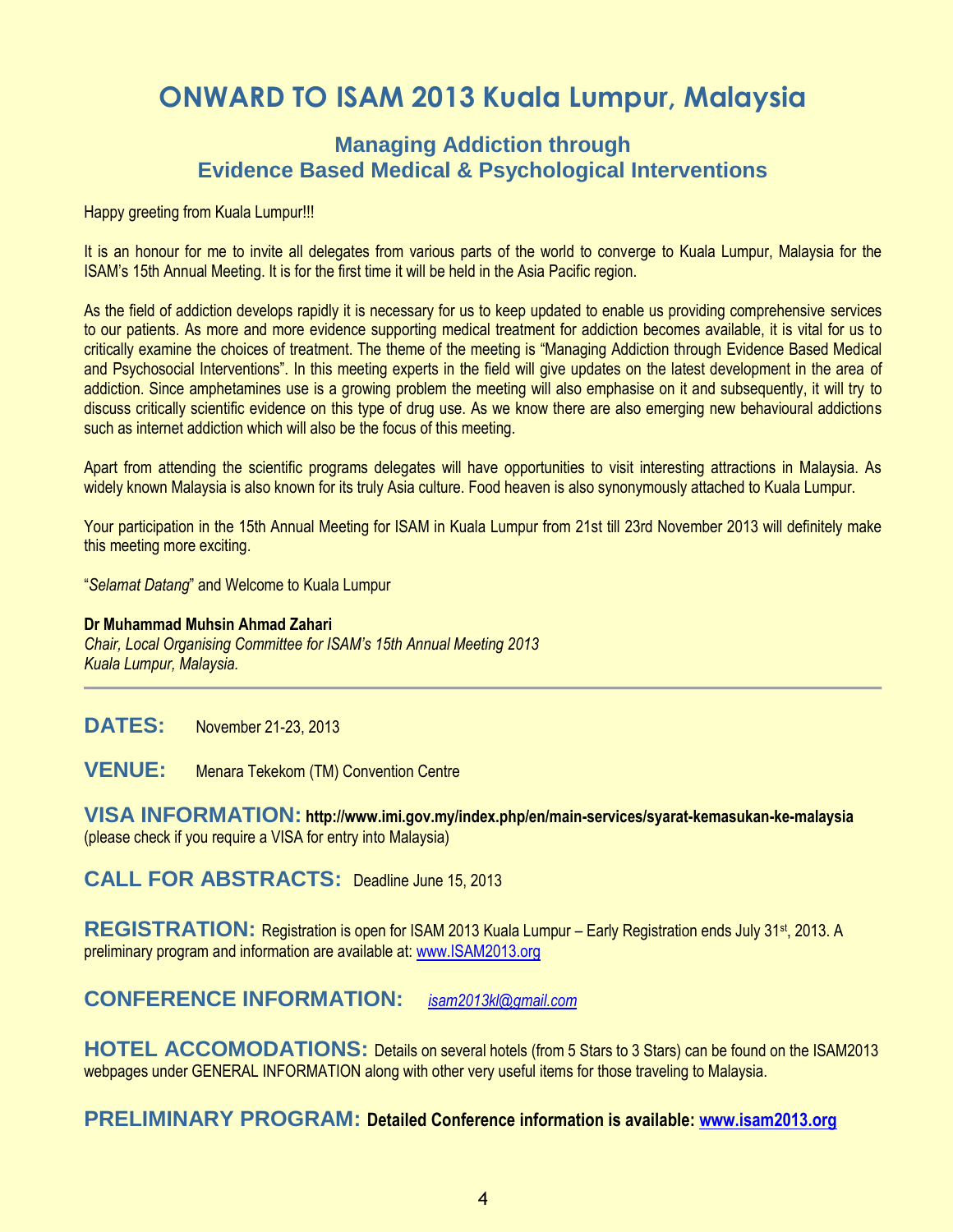# ONWARD TO ISAM 2013 Kuala Lumpur, Malaysia

## Managing Addiction through Evidence Based Medical & Psychological Interventions

Happy greeting from Kuala Lumpur!!!

It is an honour for me to invite all delegates from various parts of the world to converge to Kuala Lumpur, Malaysia for the ISAM's 15th Annual Meeting. It is for the first time it will be held in the Asia Pacific region.

As the field of addiction develops rapidly it is necessary for us to keep updated to enable us providing comprehensive services to our patients. As more and more evidence supporting medical treatment for addiction becomes available, it is vital for us to critically examine the choices of treatment. The theme of the meeting is "Managing Addiction through Evidence Based Medical and Psychosocial Interventions". In this meeting experts in the field will give updates on the latest development in the area of addiction. Since amphetamines use is a growing problem the meeting will also emphasise on it and subsequently, it will try to discuss critically scientific evidence on this type of drug use. As we know there are also emerging new behavioural addictions such as internet addiction which will also be the focus of this meeting.

Apart from attending the scientific programs delegates will have opportunities to visit interesting attractions in Malaysia. As widely known Malaysia is also known for its truly Asia culture. Food heaven is also synonymously attached to Kuala Lumpur.

Your participation in the 15th Annual Meeting for ISAM in Kuala Lumpur from 21st till 23rd November 2013 will definitely make this meeting more exciting.

"*Selamat Datang*" and Welcome to Kuala Lumpur

**Dr Muhammad Muhsin Ahmad Zahari**
*Chair, Local Organising Committee for ISAM's 15th Annual Meeting 2013*
*Kuala Lumpur, Malaysia.*

---

**DATES:** November 21-23, 2013

**VENUE:** Menara Tekekom (TM) Convention Centre

**VISA INFORMATION:** **http://www.imi.gov.my/index.php/en/main-services/syarat-kemasukan-ke-malaysia** (please check if you require a VISA for entry into Malaysia)

**CALL FOR ABSTRACTS:** Deadline June 15, 2013

**REGISTRATION:** Registration is open for ISAM 2013 Kuala Lumpur – Early Registration ends July 31st, 2013. A preliminary program and information are available at: www.ISAM2013.org

**CONFERENCE INFORMATION:** *isam2013kl@gmail.com*

**HOTEL ACCOMODATIONS:** Details on several hotels (from 5 Stars to 3 Stars) can be found on the ISAM2013 webpages under GENERAL INFORMATION along with other very useful items for those traveling to Malaysia.

**PRELIMINARY PROGRAM:** **Detailed Conference information is available: www.isam2013.org**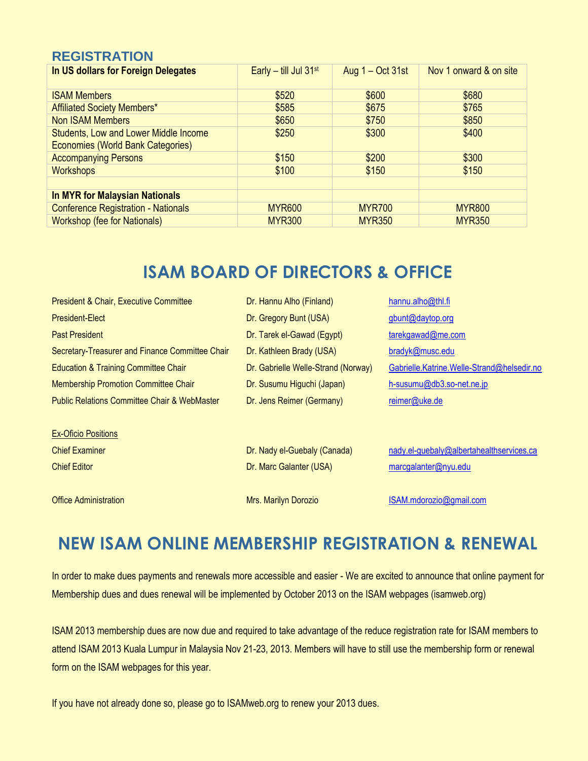## REGISTRATION

| In US dollars for Foreign Delegates | Early – till Jul 31st | Aug 1 – Oct 31st | Nov 1 onward & on site |
|---|---|---|---|
| ISAM Members | $520 | $600 | $680 |
| Affiliated Society Members* | $585 | $675 | $765 |
| Non ISAM Members | $650 | $750 | $850 |
| Students, Low and Lower Middle Income Economies (World Bank Categories) | $250 | $300 | $400 |
| Accompanying Persons | $150 | $200 | $300 |
| Workshops | $100 | $150 | $150 |
| | | | |
| **In MYR for Malaysian Nationals** | | | |
| Conference Registration - Nationals | MYR600 | MYR700 | MYR800 |
| Workshop (fee for Nationals) | MYR300 | MYR350 | MYR350 |

## ISAM BOARD OF DIRECTORS & OFFICE

| | | |
|---|---|---|
| President & Chair, Executive Committee | Dr. Hannu Alho (Finland) | hannu.alho@thl.fi |
| President-Elect | Dr. Gregory Bunt (USA) | gbunt@daytop.org |
| Past President | Dr. Tarek el-Gawad (Egypt) | tarekgawad@me.com |
| Secretary-Treasurer and Finance Committee Chair | Dr. Kathleen Brady (USA) | bradyk@musc.edu |
| Education & Training Committee Chair | Dr. Gabrielle Welle-Strand (Norway) | Gabrielle.Katrine.Welle-Strand@helsedir.no |
| Membership Promotion Committee Chair | Dr. Susumu Higuchi (Japan) | h-susumu@db3.so-net.ne.jp |
| Public Relations Committee Chair & WebMaster | Dr. Jens Reimer (Germany) | reimer@uke.de |

Ex-Oficio Positions

| | | |
|---|---|---|
| Chief Examiner | Dr. Nady el-Guebaly (Canada) | nady.el-guebaly@albertahealthservices.ca |
| Chief Editor | Dr. Marc Galanter (USA) | marcgalanter@nyu.edu |
| Office Administration | Mrs. Marilyn Dorozio | ISAM.mdorozio@gmail.com |

## NEW ISAM ONLINE MEMBERSHIP REGISTRATION & RENEWAL

In order to make dues payments and renewals more accessible and easier - We are excited to announce that online payment for Membership dues and dues renewal will be implemented by October 2013 on the ISAM webpages (isamweb.org)

ISAM 2013 membership dues are now due and required to take advantage of the reduce registration rate for ISAM members to attend ISAM 2013 Kuala Lumpur in Malaysia Nov 21-23, 2013. Members will have to still use the membership form or renewal form on the ISAM webpages for this year.

If you have not already done so, please go to ISAMweb.org to renew your 2013 dues.